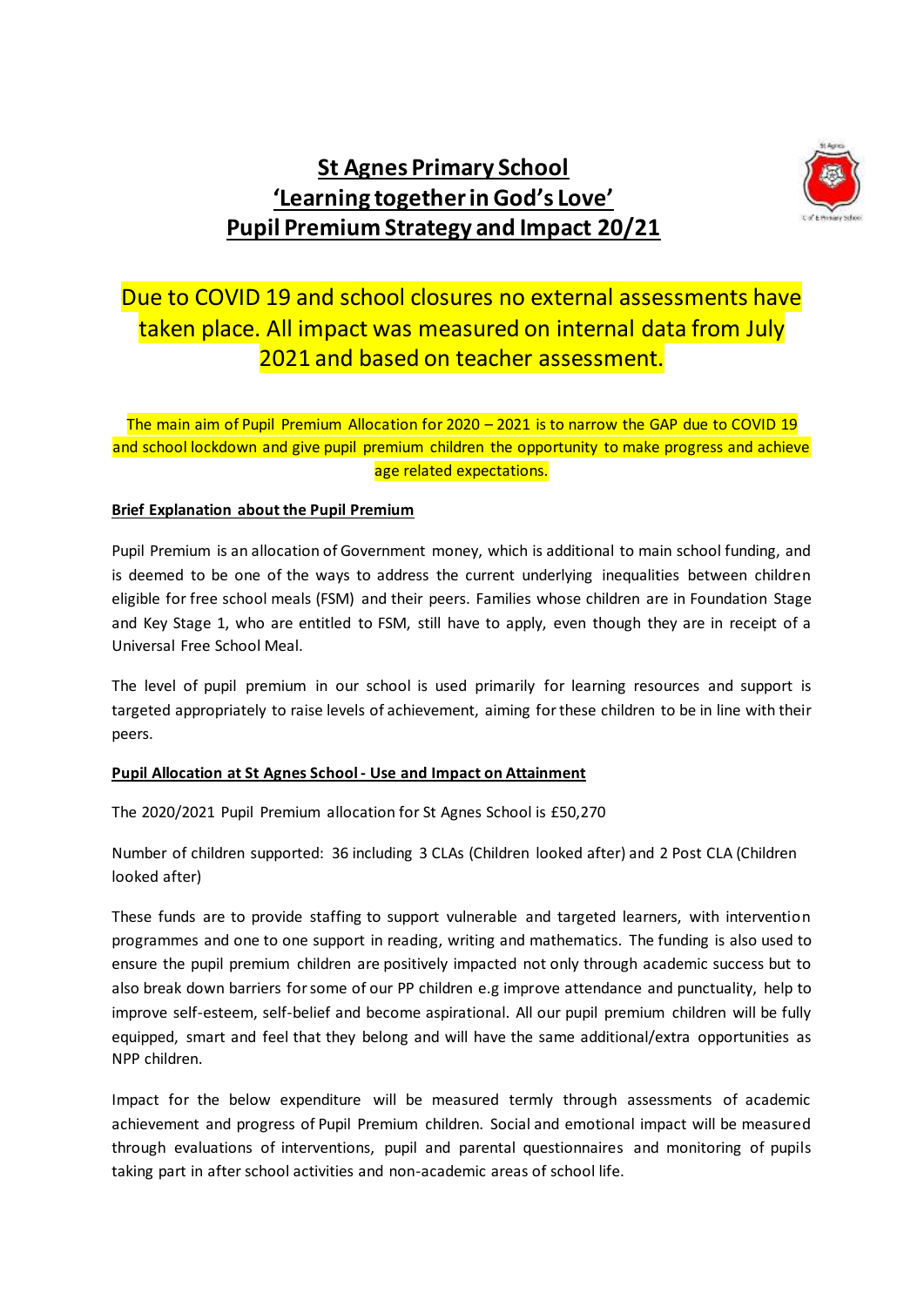# St Agnes Primary School
# 'Learning together in God's Love'
# Pupil Premium Strategy and Impact 20/21

Due to COVID 19 and school closures no external assessments have taken place. All impact was measured on internal data from July 2021 and based on teacher assessment.

The main aim of Pupil Premium Allocation for 2020 – 2021 is to narrow the GAP due to COVID 19 and school lockdown and give pupil premium children the opportunity to make progress and achieve age related expectations.

**Brief Explanation about the Pupil Premium**

Pupil Premium is an allocation of Government money, which is additional to main school funding, and is deemed to be one of the ways to address the current underlying inequalities between children eligible for free school meals (FSM) and their peers. Families whose children are in Foundation Stage and Key Stage 1, who are entitled to FSM, still have to apply, even though they are in receipt of a Universal Free School Meal.

The level of pupil premium in our school is used primarily for learning resources and support is targeted appropriately to raise levels of achievement, aiming for these children to be in line with their peers.

**Pupil Allocation at St Agnes School - Use and Impact on Attainment**

The 2020/2021 Pupil Premium allocation for St Agnes School is £50,270

Number of children supported: 36 including 3 CLAs (Children looked after) and 2 Post CLA (Children looked after)

These funds are to provide staffing to support vulnerable and targeted learners, with intervention programmes and one to one support in reading, writing and mathematics. The funding is also used to ensure the pupil premium children are positively impacted not only through academic success but to also break down barriers for some of our PP children e.g improve attendance and punctuality, help to improve self-esteem, self-belief and become aspirational. All our pupil premium children will be fully equipped, smart and feel that they belong and will have the same additional/extra opportunities as NPP children.

Impact for the below expenditure will be measured termly through assessments of academic achievement and progress of Pupil Premium children. Social and emotional impact will be measured through evaluations of interventions, pupil and parental questionnaires and monitoring of pupils taking part in after school activities and non-academic areas of school life.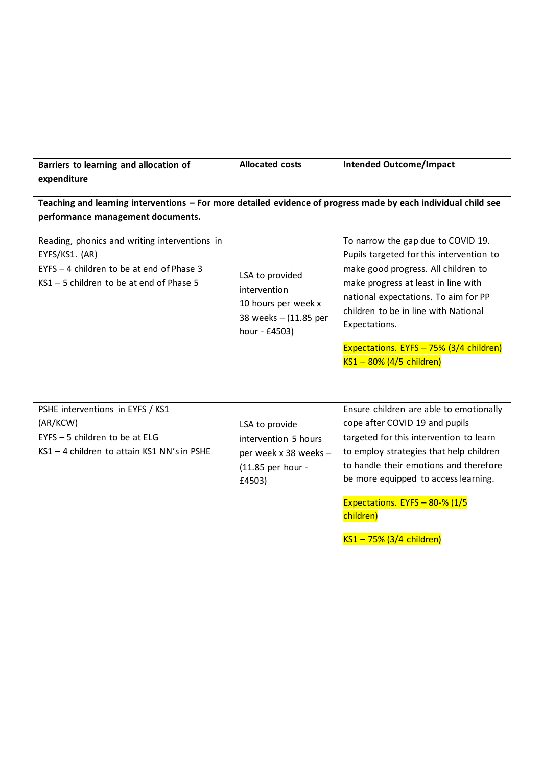| Barriers to learning and allocation of expenditure | Allocated costs | Intended Outcome/Impact |
| --- | --- | --- |
| **Teaching and learning interventions – For more detailed evidence of progress made by each individual child see performance management documents.** | | |
| Reading, phonics and writing interventions in EYFS/KS1. (AR)<br>EYFS – 4 children to be at end of Phase 3<br>KS1 – 5 children to be at end of Phase 5 | LSA to provided intervention 10 hours per week x 38 weeks – (11.85 per hour - £4503) | To narrow the gap due to COVID 19. Pupils targeted for this intervention to make good progress. All children to make progress at least in line with national expectations. To aim for PP children to be in line with National Expectations.<br><br>Expectations. EYFS – 75% (3/4 children)<br>KS1 – 80% (4/5 children) |
| PSHE interventions in EYFS / KS1 (AR/KCW)<br>EYFS – 5 children to be at ELG<br>KS1 – 4 children to attain KS1 NN's in PSHE | LSA to provide intervention 5 hours per week x 38 weeks – (11.85 per hour - £4503) | Ensure children are able to emotionally cope after COVID 19 and pupils targeted for this intervention to learn to employ strategies that help children to handle their emotions and therefore be more equipped to access learning.<br><br>Expectations. EYFS – 80-% (1/5 children)<br><br>KS1 – 75% (3/4 children) |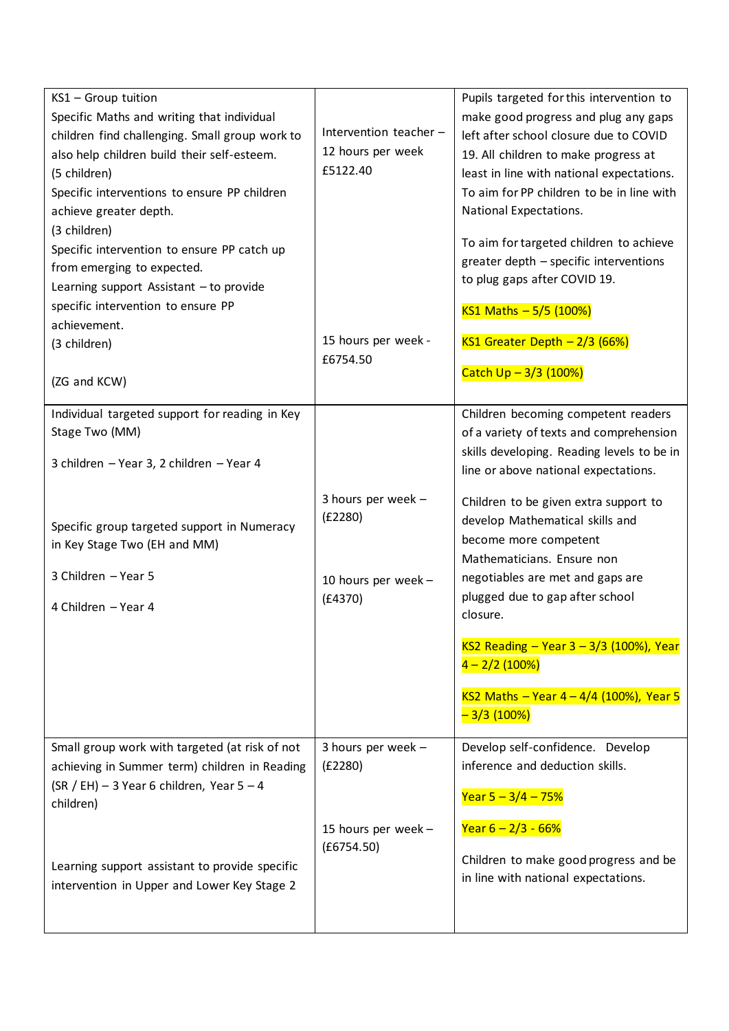| | | |
|---|---|---|
| KS1 – Group tuition<br>Specific Maths and writing that individual children find challenging. Small group work to also help children build their self-esteem.<br>(5 children)<br>Specific interventions to ensure PP children achieve greater depth.<br>(3 children)<br>Specific intervention to ensure PP catch up from emerging to expected.<br>Learning support Assistant – to provide specific intervention to ensure PP achievement.<br>(3 children)<br><br>(ZG and KCW) | Intervention teacher – 12 hours per week £5122.40<br><br>15 hours per week - £6754.50 | Pupils targeted for this intervention to make good progress and plug any gaps left after school closure due to COVID 19. All children to make progress at least in line with national expectations. To aim for PP children to be in line with National Expectations.<br><br>To aim for targeted children to achieve greater depth – specific interventions to plug gaps after COVID 19.<br><br>KS1 Maths – 5/5 (100%)<br><br>KS1 Greater Depth – 2/3 (66%)<br><br>Catch Up – 3/3 (100%) |
| Individual targeted support for reading in Key Stage Two (MM)<br><br>3 children – Year 3, 2 children – Year 4<br><br>Specific group targeted support in Numeracy in Key Stage Two (EH and MM)<br><br>3 Children – Year 5<br><br>4 Children – Year 4 | 3 hours per week – (£2280)<br><br>10 hours per week – (£4370) | Children becoming competent readers of a variety of texts and comprehension skills developing. Reading levels to be in line or above national expectations.<br><br>Children to be given extra support to develop Mathematical skills and become more competent Mathematicians. Ensure non negotiables are met and gaps are plugged due to gap after school closure.<br><br>KS2 Reading – Year 3 – 3/3 (100%), Year 4 – 2/2 (100%)<br><br>KS2 Maths – Year 4 – 4/4 (100%), Year 5 – 3/3 (100%) |
| Small group work with targeted (at risk of not achieving in Summer term) children in Reading (SR / EH) – 3 Year 6 children, Year 5 – 4 children)<br><br>Learning support assistant to provide specific intervention in Upper and Lower Key Stage 2 | 3 hours per week – (£2280)<br><br>15 hours per week – (£6754.50) | Develop self-confidence. Develop inference and deduction skills.<br><br>Year 5 – 3/4 – 75%<br><br>Year 6 – 2/3 - 66%<br><br>Children to make good progress and be in line with national expectations. |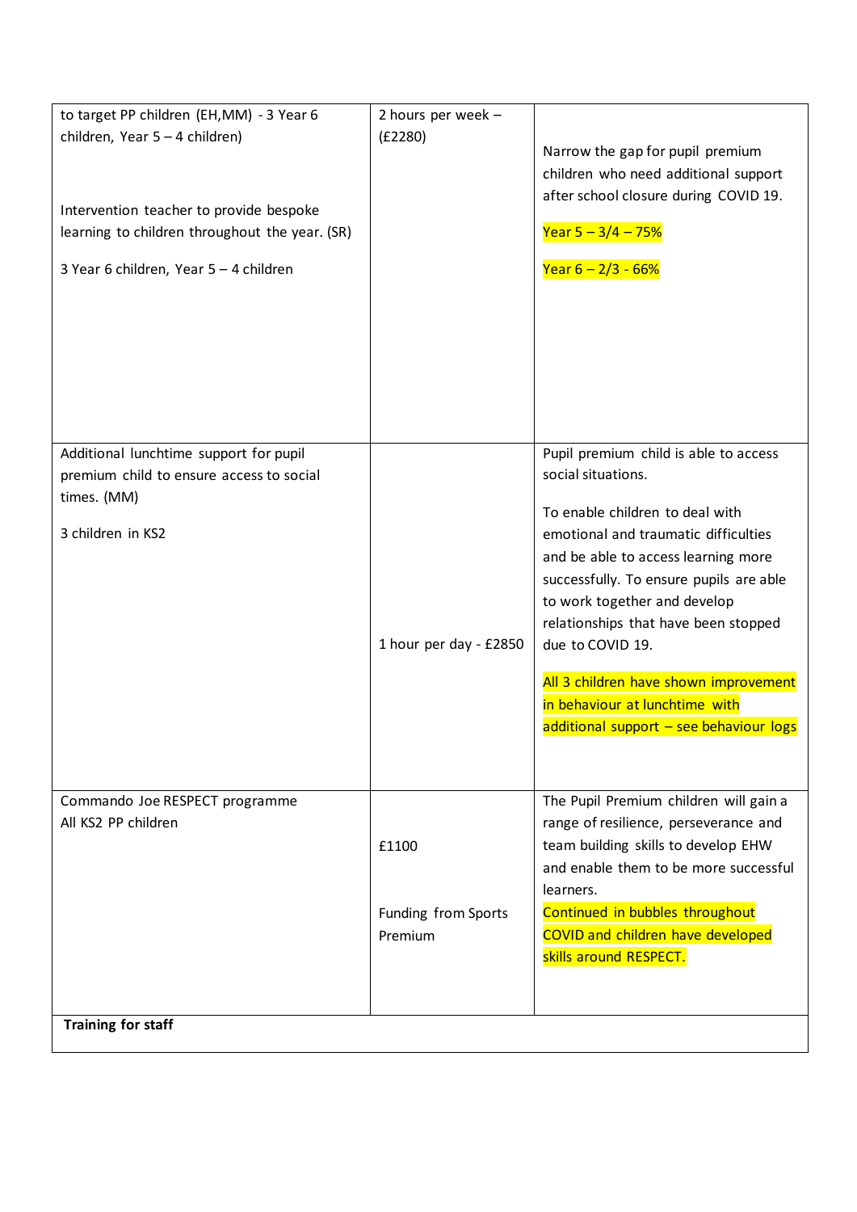| | | |
|---|---|---|
| to target PP children (EH,MM) - 3 Year 6 children, Year 5 – 4 children)<br><br>Intervention teacher to provide bespoke learning to children throughout the year. (SR)<br><br>3 Year 6 children, Year 5 – 4 children | 2 hours per week – (£2280) | Narrow the gap for pupil premium children who need additional support after school closure during COVID 19.<br><br>Year 5 – 3/4 – 75%<br><br>Year 6 – 2/3 - 66% |
| Additional lunchtime support for pupil premium child to ensure access to social times. (MM)<br><br>3 children in KS2 | 1 hour per day - £2850 | Pupil premium child is able to access social situations.<br><br>To enable children to deal with emotional and traumatic difficulties and be able to access learning more successfully. To ensure pupils are able to work together and develop relationships that have been stopped due to COVID 19.<br><br>All 3 children have shown improvement in behaviour at lunchtime with additional support – see behaviour logs |
| Commando Joe RESPECT programme<br>All KS2 PP children | £1100<br><br>Funding from Sports Premium | The Pupil Premium children will gain a range of resilience, perseverance and team building skills to develop EHW and enable them to be more successful learners.<br>Continued in bubbles throughout COVID and children have developed skills around RESPECT. |
| **Training for staff** | | |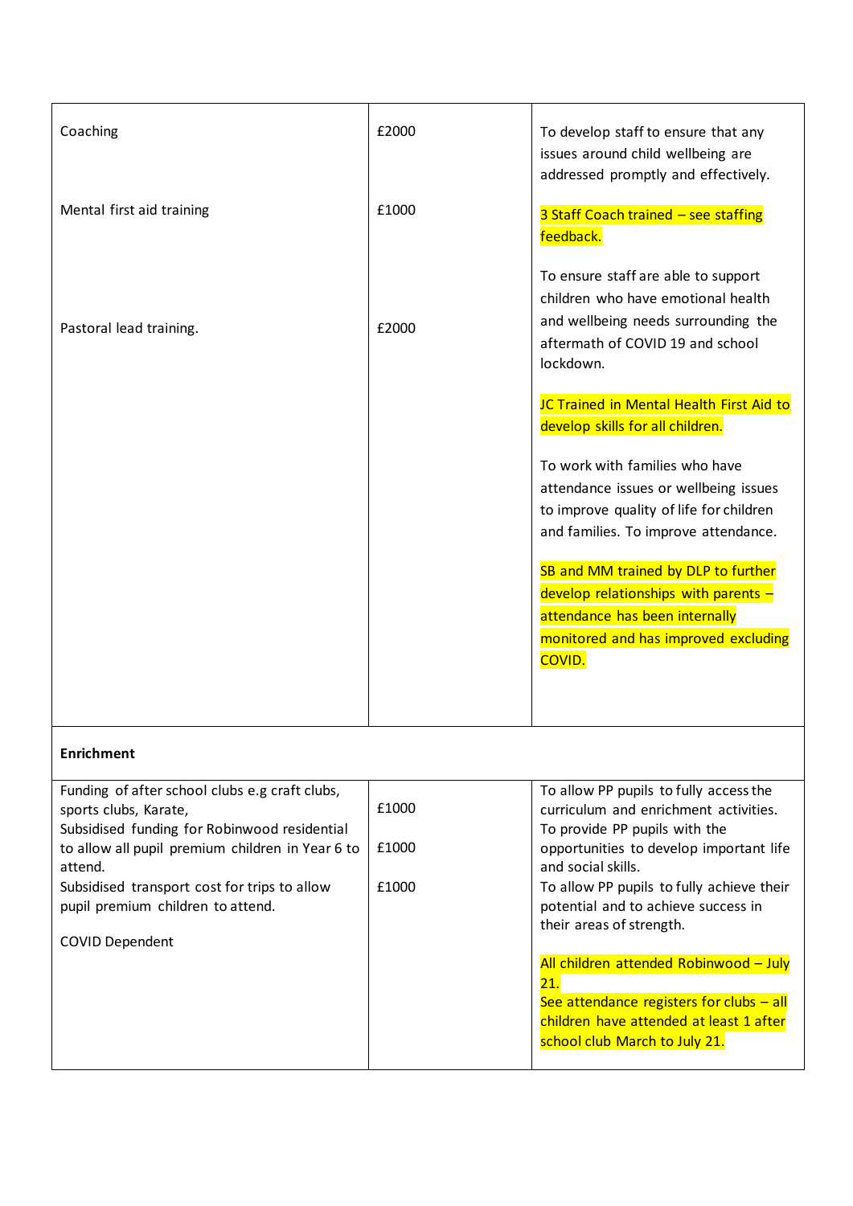| | | |
|---|---|---|
| Coaching<br><br>Mental first aid training<br><br>Pastoral lead training. | £2000<br><br>£1000<br><br>£2000 | To develop staff to ensure that any issues around child wellbeing are addressed promptly and effectively.<br><br>3 Staff Coach trained – see staffing feedback.<br><br>To ensure staff are able to support children who have emotional health and wellbeing needs surrounding the aftermath of COVID 19 and school lockdown.<br><br>JC Trained in Mental Health First Aid to develop skills for all children.<br><br>To work with families who have attendance issues or wellbeing issues to improve quality of life for children and families. To improve attendance.<br><br>SB and MM trained by DLP to further develop relationships with parents – attendance has been internally monitored and has improved excluding COVID. |
| **Enrichment** | | |
| Funding of after school clubs e.g craft clubs, sports clubs, Karate,<br>Subsidised funding for Robinwood residential to allow all pupil premium children in Year 6 to attend.<br>Subsidised transport cost for trips to allow pupil premium children to attend.<br><br>COVID Dependent | £1000<br><br>£1000<br><br>£1000 | To allow PP pupils to fully access the curriculum and enrichment activities.<br>To provide PP pupils with the opportunities to develop important life and social skills.<br>To allow PP pupils to fully achieve their potential and to achieve success in their areas of strength.<br><br>All children attended Robinwood – July 21.<br>See attendance registers for clubs – all children have attended at least 1 after school club March to July 21. |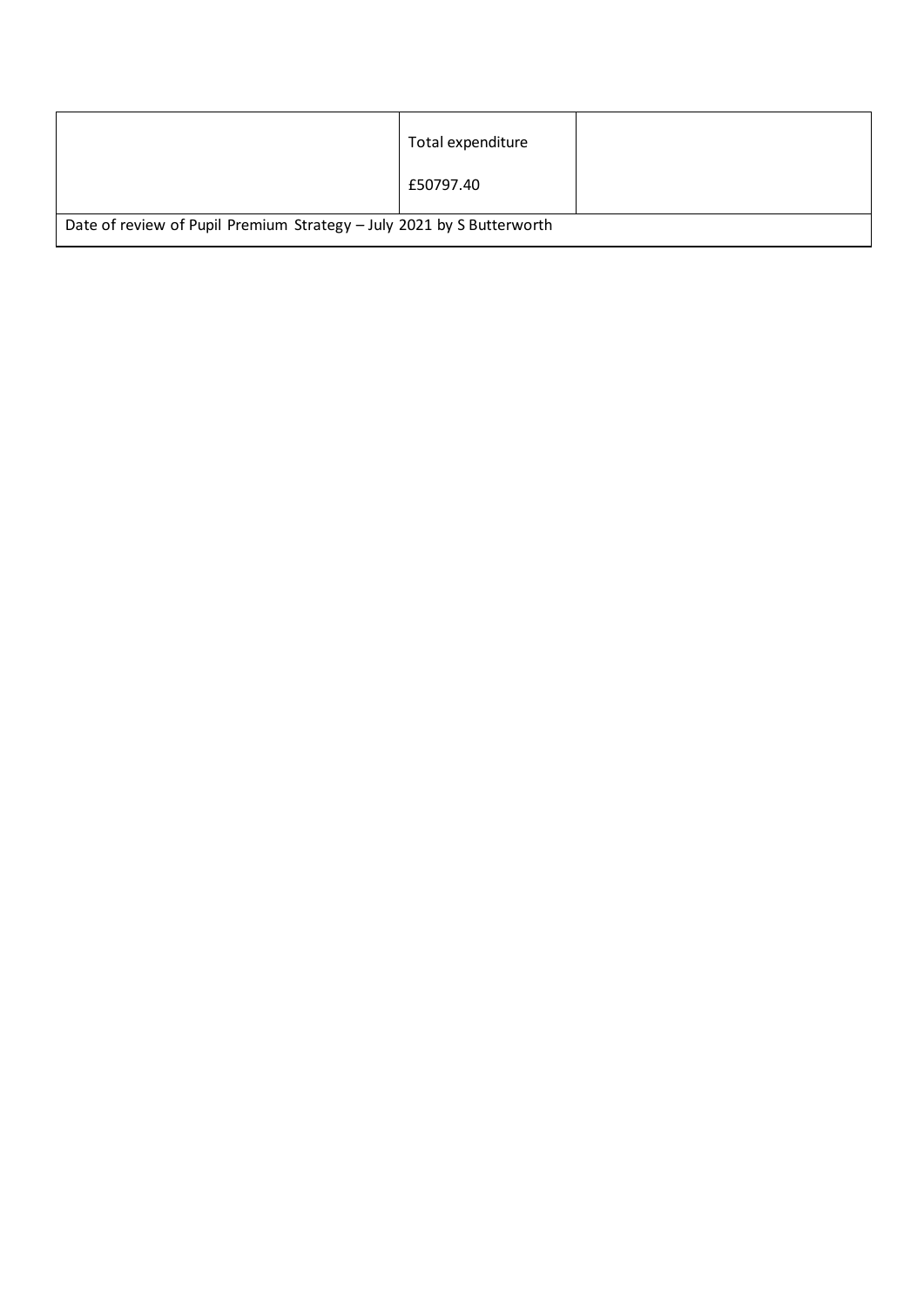| | | |
|---|---|---|
| | Total expenditure<br><br>£50797.40 | |
| Date of review of Pupil Premium Strategy – July 2021 by S Butterworth | | |